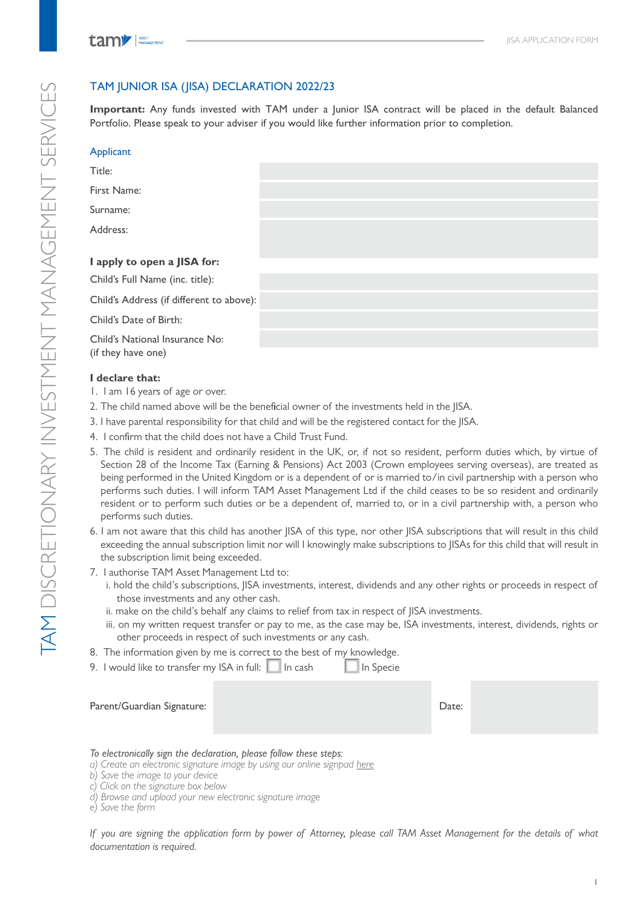# TAM JUNIOR ISA (JISA) DECLARATION 2022/23

**Important:** Any funds invested with TAM under a Junior ISA contract will be placed in the default Balanced Portfolio. Please speak to your adviser if you would like further information prior to completion.

## Applicant

| | |
|---|---|
| Title: | |
| First Name: | |
| Surname: | |
| Address: | |

**I apply to open a JISA for:**

| | |
|---|---|
| Child's Full Name (inc. title): | |
| Child's Address (if different to above): | |
| Child's Date of Birth: | |
| Child's National Insurance No: (if they have one) | |

**I declare that:**

1. I am 16 years of age or over.
2. The child named above will be the beneficial owner of the investments held in the JISA.
3. I have parental responsibility for that child and will be the registered contact for the JISA.
4. I confirm that the child does not have a Child Trust Fund.
5. The child is resident and ordinarily resident in the UK, or, if not so resident, perform duties which, by virtue of Section 28 of the Income Tax (Earning & Pensions) Act 2003 (Crown employees serving overseas), are treated as being performed in the United Kingdom or is a dependent of or is married to/in civil partnership with a person who performs such duties. I will inform TAM Asset Management Ltd if the child ceases to be so resident and ordinarily resident or to perform such duties or be a dependent of, married to, or in a civil partnership with, a person who performs such duties.
6. I am not aware that this child has another JISA of this type, nor other JISA subscriptions that will result in this child exceeding the annual subscription limit nor will I knowingly make subscriptions to JISAs for this child that will result in the subscription limit being exceeded.
7. I authorise TAM Asset Management Ltd to:
   i. hold the child's subscriptions, JISA investments, interest, dividends and any other rights or proceeds in respect of those investments and any other cash.
   ii. make on the child's behalf any claims to relief from tax in respect of JISA investments.
   iii. on my written request transfer or pay to me, as the case may be, ISA investments, interest, dividends, rights or other proceeds in respect of such investments or any cash.
8. The information given by me is correct to the best of my knowledge.
9. I would like to transfer my ISA in full: ☐ In cash ☐ In Specie

| Parent/Guardian Signature: | | Date: | |
|---|---|---|---|

*To electronically sign the declaration, please follow these steps:*
*a) Create an electronic signature image by using our online signpad here*
*b) Save the image to your device*
*c) Click on the signature box below*
*d) Browse and upload your new electronic signature image*
*e) Save the form*

*If you are signing the application form by power of Attorney, please call TAM Asset Management for the details of what documentation is required.*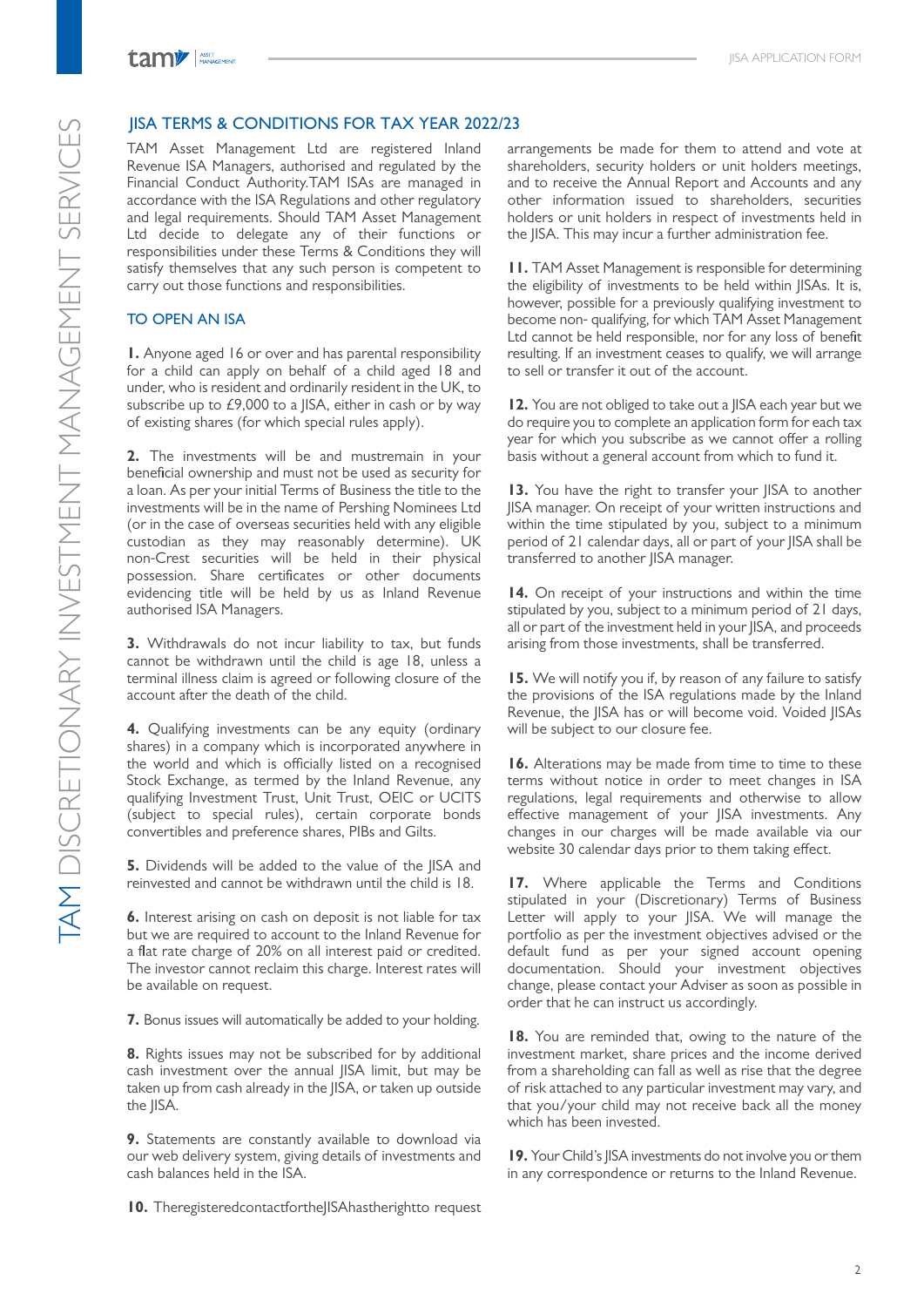## JISA TERMS & CONDITIONS FOR TAX YEAR 2022/23

TAM Asset Management Ltd are registered Inland Revenue ISA Managers, authorised and regulated by the Financial Conduct Authority.TAM ISAs are managed in accordance with the ISA Regulations and other regulatory and legal requirements. Should TAM Asset Management Ltd decide to delegate any of their functions or responsibilities under these Terms & Conditions they will satisfy themselves that any such person is competent to carry out those functions and responsibilities.

### TO OPEN AN ISA

**1.** Anyone aged 16 or over and has parental responsibility for a child can apply on behalf of a child aged 18 and under, who is resident and ordinarily resident in the UK, to subscribe up to £9,000 to a JISA, either in cash or by way of existing shares (for which special rules apply).

**2.** The investments will be and mustremain in your beneficial ownership and must not be used as security for a loan. As per your initial Terms of Business the title to the investments will be in the name of Pershing Nominees Ltd (or in the case of overseas securities held with any eligible custodian as they may reasonably determine). UK non-Crest securities will be held in their physical possession. Share certificates or other documents evidencing title will be held by us as Inland Revenue authorised ISA Managers.

**3.** Withdrawals do not incur liability to tax, but funds cannot be withdrawn until the child is age 18, unless a terminal illness claim is agreed or following closure of the account after the death of the child.

**4.** Qualifying investments can be any equity (ordinary shares) in a company which is incorporated anywhere in the world and which is officially listed on a recognised Stock Exchange, as termed by the Inland Revenue, any qualifying Investment Trust, Unit Trust, OEIC or UCITS (subject to special rules), certain corporate bonds convertibles and preference shares, PIBs and Gilts.

**5.** Dividends will be added to the value of the JISA and reinvested and cannot be withdrawn until the child is 18.

**6.** Interest arising on cash on deposit is not liable for tax but we are required to account to the Inland Revenue for a flat rate charge of 20% on all interest paid or credited. The investor cannot reclaim this charge. Interest rates will be available on request.

**7.** Bonus issues will automatically be added to your holding.

**8.** Rights issues may not be subscribed for by additional cash investment over the annual JISA limit, but may be taken up from cash already in the JISA, or taken up outside the JISA.

**9.** Statements are constantly available to download via our web delivery system, giving details of investments and cash balances held in the ISA.

**10.** TheregisteredcontactfortheJISAhastherightto request arrangements be made for them to attend and vote at shareholders, security holders or unit holders meetings, and to receive the Annual Report and Accounts and any other information issued to shareholders, securities holders or unit holders in respect of investments held in the JISA. This may incur a further administration fee.

**11.** TAM Asset Management is responsible for determining the eligibility of investments to be held within JISAs. It is, however, possible for a previously qualifying investment to become non- qualifying, for which TAM Asset Management Ltd cannot be held responsible, nor for any loss of benefit resulting. If an investment ceases to qualify, we will arrange to sell or transfer it out of the account.

**12.** You are not obliged to take out a JISA each year but we do require you to complete an application form for each tax year for which you subscribe as we cannot offer a rolling basis without a general account from which to fund it.

**13.** You have the right to transfer your JISA to another JISA manager. On receipt of your written instructions and within the time stipulated by you, subject to a minimum period of 21 calendar days, all or part of your JISA shall be transferred to another JISA manager.

**14.** On receipt of your instructions and within the time stipulated by you, subject to a minimum period of 21 days, all or part of the investment held in your JISA, and proceeds arising from those investments, shall be transferred.

**15.** We will notify you if, by reason of any failure to satisfy the provisions of the ISA regulations made by the Inland Revenue, the JISA has or will become void. Voided JISAs will be subject to our closure fee.

**16.** Alterations may be made from time to time to these terms without notice in order to meet changes in ISA regulations, legal requirements and otherwise to allow effective management of your JISA investments. Any changes in our charges will be made available via our website 30 calendar days prior to them taking effect.

**17.** Where applicable the Terms and Conditions stipulated in your (Discretionary) Terms of Business Letter will apply to your JISA. We will manage the portfolio as per the investment objectives advised or the default fund as per your signed account opening documentation. Should your investment objectives change, please contact your Adviser as soon as possible in order that he can instruct us accordingly.

**18.** You are reminded that, owing to the nature of the investment market, share prices and the income derived from a shareholding can fall as well as rise that the degree of risk attached to any particular investment may vary, and that you/your child may not receive back all the money which has been invested.

**19.** Your Child's JISA investments do not involve you or them in any correspondence or returns to the Inland Revenue.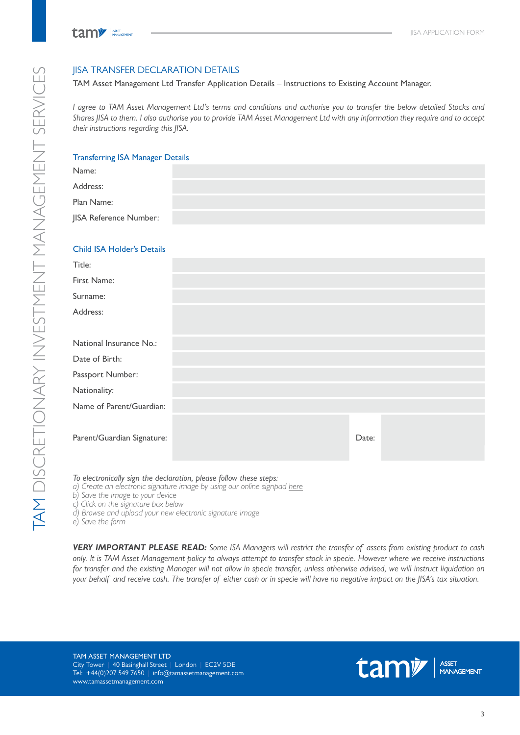## JISA TRANSFER DECLARATION DETAILS

TAM Asset Management Ltd Transfer Application Details – Instructions to Existing Account Manager.

*I agree to TAM Asset Management Ltd's terms and conditions and authorise you to transfer the below detailed Stocks and Shares JISA to them. I also authorise you to provide TAM Asset Management Ltd with any information they require and to accept their instructions regarding this JISA.*

### Transferring ISA Manager Details

| | |
|---|---|
| Name: | |
| Address: | |
| Plan Name: | |
| JISA Reference Number: | |

### Child ISA Holder's Details

| | | | |
|---|---|---|---|
| Title: | | | |
| First Name: | | | |
| Surname: | | | |
| Address: | | | |
| National Insurance No.: | | | |
| Date of Birth: | | | |
| Passport Number: | | | |
| Nationality: | | | |
| Name of Parent/Guardian: | | | |
| Parent/Guardian Signature: | | Date: | |

*To electronically sign the declaration, please follow these steps:*

*a) Create an electronic signature image by using our online signpad here*
*b) Save the image to your device*
*c) Click on the signature box below*
*d) Browse and upload your new electronic signature image*
*e) Save the form*

***VERY IMPORTANT PLEASE READ:*** *Some ISA Managers will restrict the transfer of assets from existing product to cash only. It is TAM Asset Management policy to always attempt to transfer stock in specie. However where we receive instructions for transfer and the existing Manager will not allow in specie transfer, unless otherwise advised, we will instruct liquidation on your behalf and receive cash. The transfer of either cash or in specie will have no negative impact on the JISA's tax situation.*

TAM ASSET MANAGEMENT LTD
City Tower | 40 Basinghall Street | London | EC2V 5DE
Tel: +44(0)207 549 7650 | info@tamassetmanagement.com
www.tamassetmanagement.com